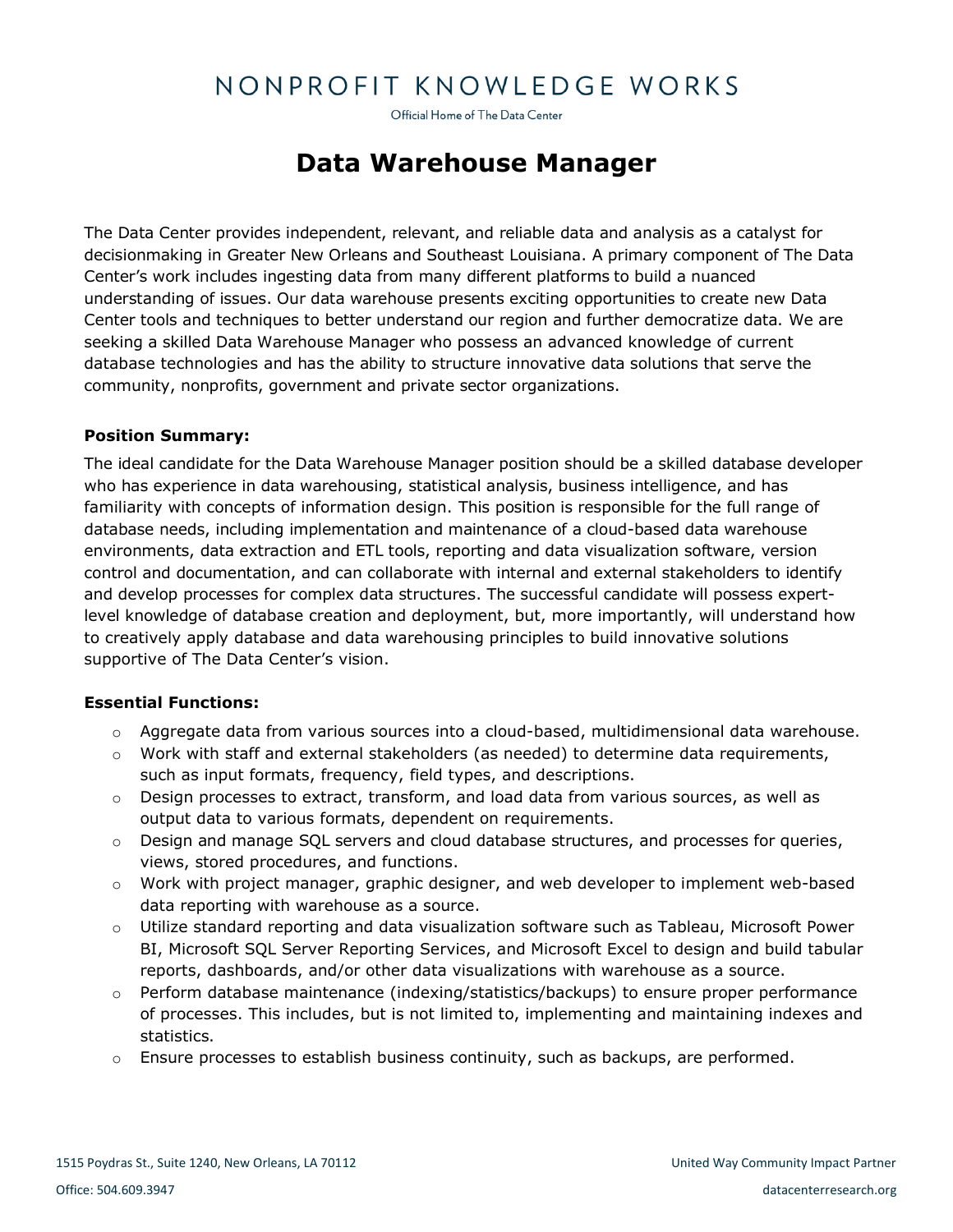NONPROFIT KNOWLEDGE WORKS

Official Home of The Data Center

# Data Warehouse Manager

The Data Center provides independent, relevant, and reliable data and analysis as a catalyst for decisionmaking in Greater New Orleans and Southeast Louisiana. A primary component of The Data Center's work includes ingesting data from many different platforms to build a nuanced understanding of issues. Our data warehouse presents exciting opportunities to create new Data Center tools and techniques to better understand our region and further democratize data. We are seeking a skilled Data Warehouse Manager who possess an advanced knowledge of current database technologies and has the ability to structure innovative data solutions that serve the community, nonprofits, government and private sector organizations.

**Position Summary:**

The ideal candidate for the Data Warehouse Manager position should be a skilled database developer who has experience in data warehousing, statistical analysis, business intelligence, and has familiarity with concepts of information design. This position is responsible for the full range of database needs, including implementation and maintenance of a cloud-based data warehouse environments, data extraction and ETL tools, reporting and data visualization software, version control and documentation, and can collaborate with internal and external stakeholders to identify and develop processes for complex data structures. The successful candidate will possess expert-level knowledge of database creation and deployment, but, more importantly, will understand how to creatively apply database and data warehousing principles to build innovative solutions supportive of The Data Center's vision.

**Essential Functions:**

- Aggregate data from various sources into a cloud-based, multidimensional data warehouse.
- Work with staff and external stakeholders (as needed) to determine data requirements, such as input formats, frequency, field types, and descriptions.
- Design processes to extract, transform, and load data from various sources, as well as output data to various formats, dependent on requirements.
- Design and manage SQL servers and cloud database structures, and processes for queries, views, stored procedures, and functions.
- Work with project manager, graphic designer, and web developer to implement web-based data reporting with warehouse as a source.
- Utilize standard reporting and data visualization software such as Tableau, Microsoft Power BI, Microsoft SQL Server Reporting Services, and Microsoft Excel to design and build tabular reports, dashboards, and/or other data visualizations with warehouse as a source.
- Perform database maintenance (indexing/statistics/backups) to ensure proper performance of processes. This includes, but is not limited to, implementing and maintaining indexes and statistics.
- Ensure processes to establish business continuity, such as backups, are performed.

1515 Poydras St., Suite 1240, New Orleans, LA 70112

Office: 504.609.3947

United Way Community Impact Partner

datacenterresearch.org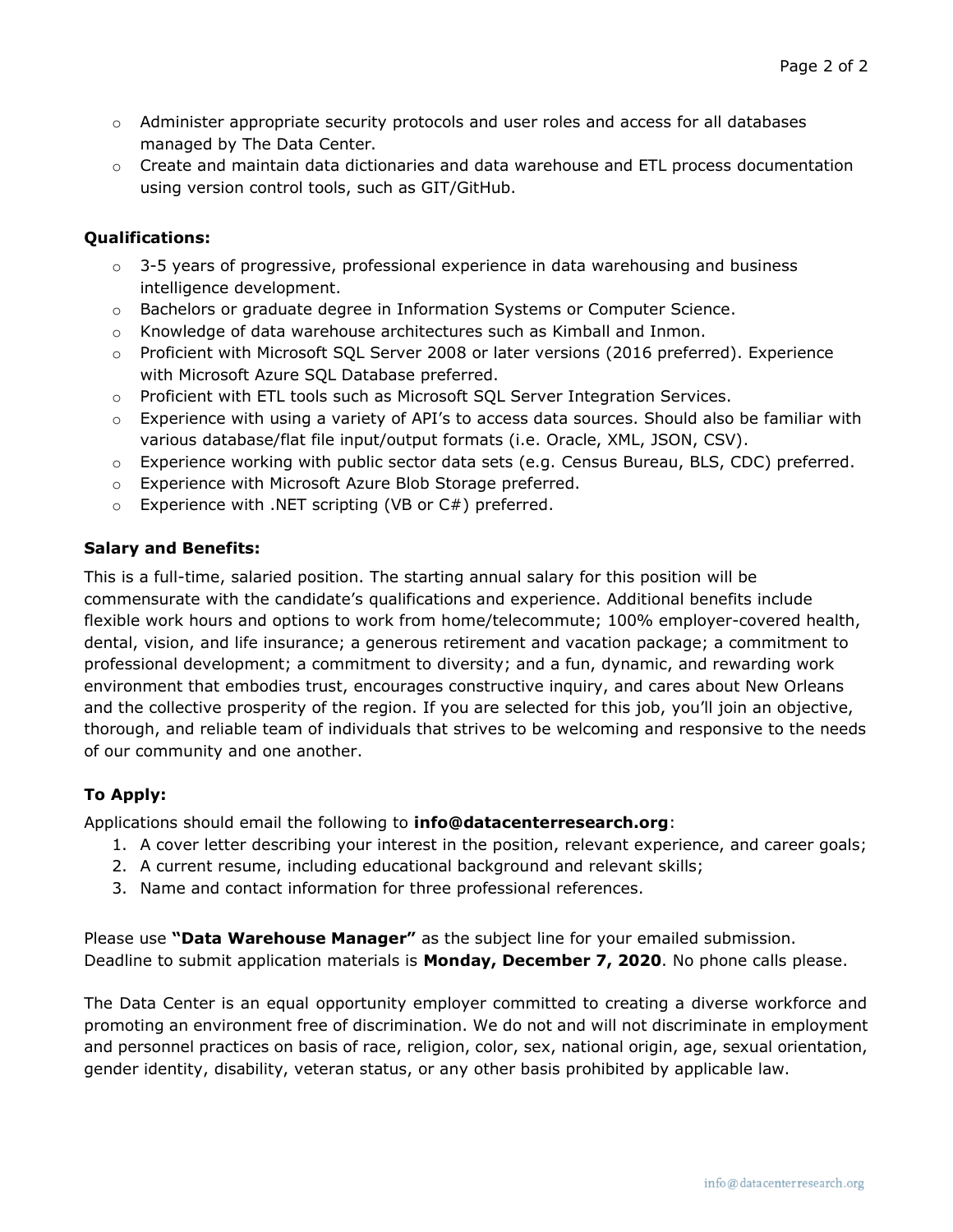- Administer appropriate security protocols and user roles and access for all databases managed by The Data Center.
- Create and maintain data dictionaries and data warehouse and ETL process documentation using version control tools, such as GIT/GitHub.

**Qualifications:**

- 3-5 years of progressive, professional experience in data warehousing and business intelligence development.
- Bachelors or graduate degree in Information Systems or Computer Science.
- Knowledge of data warehouse architectures such as Kimball and Inmon.
- Proficient with Microsoft SQL Server 2008 or later versions (2016 preferred). Experience with Microsoft Azure SQL Database preferred.
- Proficient with ETL tools such as Microsoft SQL Server Integration Services.
- Experience with using a variety of API's to access data sources. Should also be familiar with various database/flat file input/output formats (i.e. Oracle, XML, JSON, CSV).
- Experience working with public sector data sets (e.g. Census Bureau, BLS, CDC) preferred.
- Experience with Microsoft Azure Blob Storage preferred.
- Experience with .NET scripting (VB or C#) preferred.

**Salary and Benefits:**

This is a full-time, salaried position. The starting annual salary for this position will be commensurate with the candidate's qualifications and experience. Additional benefits include flexible work hours and options to work from home/telecommute; 100% employer-covered health, dental, vision, and life insurance; a generous retirement and vacation package; a commitment to professional development; a commitment to diversity; and a fun, dynamic, and rewarding work environment that embodies trust, encourages constructive inquiry, and cares about New Orleans and the collective prosperity of the region. If you are selected for this job, you'll join an objective, thorough, and reliable team of individuals that strives to be welcoming and responsive to the needs of our community and one another.

**To Apply:**

Applications should email the following to **info@datacenterresearch.org**:

1. A cover letter describing your interest in the position, relevant experience, and career goals;
2. A current resume, including educational background and relevant skills;
3. Name and contact information for three professional references.

Please use **"Data Warehouse Manager"** as the subject line for your emailed submission. Deadline to submit application materials is **Monday, December 7, 2020**. No phone calls please.

The Data Center is an equal opportunity employer committed to creating a diverse workforce and promoting an environment free of discrimination. We do not and will not discriminate in employment and personnel practices on basis of race, religion, color, sex, national origin, age, sexual orientation, gender identity, disability, veteran status, or any other basis prohibited by applicable law.